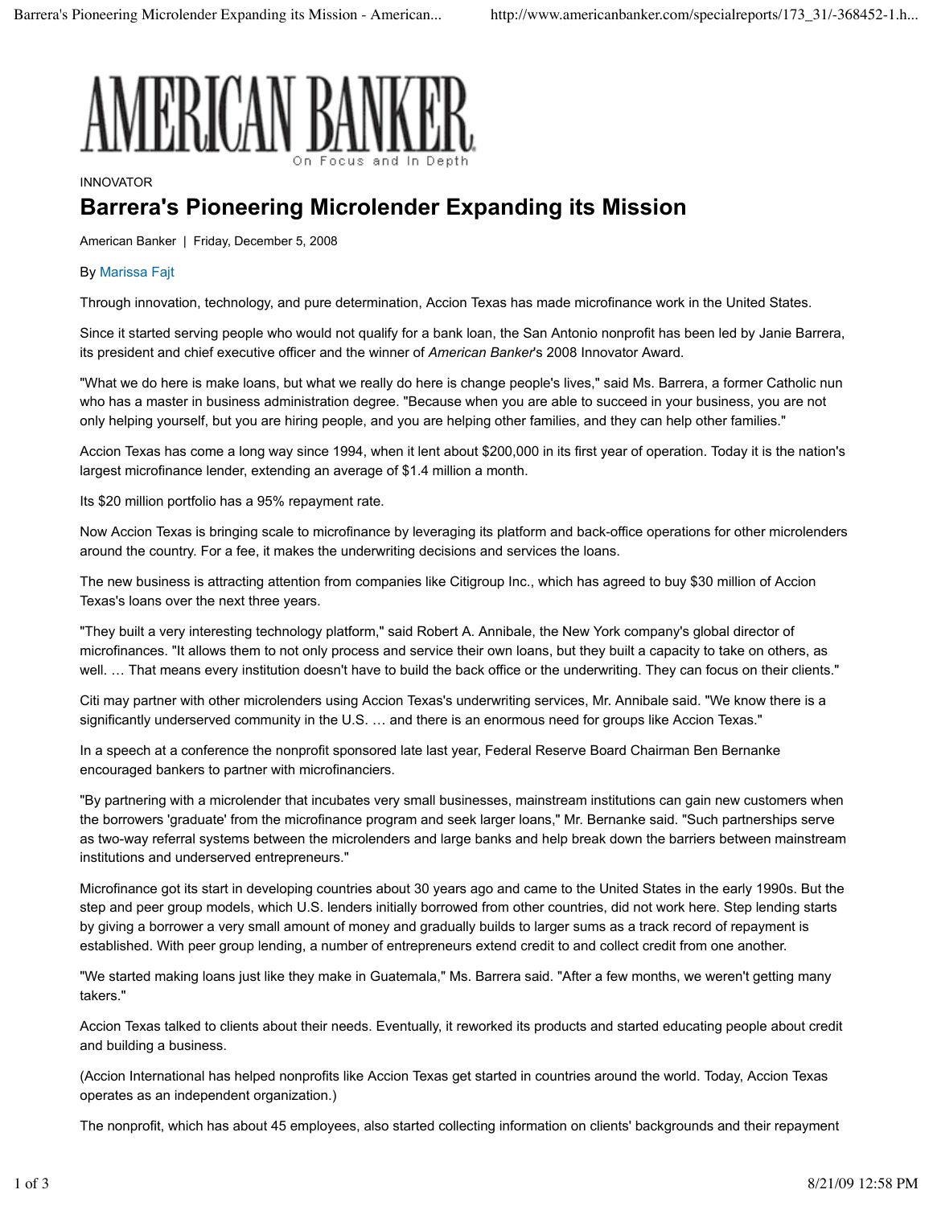AMERICAN BANKER

On Focus and In Depth

INNOVATOR

# Barrera's Pioneering Microlender Expanding its Mission

American Banker | Friday, December 5, 2008

By Marissa Fajt

Through innovation, technology, and pure determination, Accion Texas has made microfinance work in the United States.

Since it started serving people who would not qualify for a bank loan, the San Antonio nonprofit has been led by Janie Barrera, its president and chief executive officer and the winner of *American Banker*'s 2008 Innovator Award.

"What we do here is make loans, but what we really do here is change people's lives," said Ms. Barrera, a former Catholic nun who has a master in business administration degree. "Because when you are able to succeed in your business, you are not only helping yourself, but you are hiring people, and you are helping other families, and they can help other families."

Accion Texas has come a long way since 1994, when it lent about $200,000 in its first year of operation. Today it is the nation's largest microfinance lender, extending an average of $1.4 million a month.

Its $20 million portfolio has a 95% repayment rate.

Now Accion Texas is bringing scale to microfinance by leveraging its platform and back-office operations for other microlenders around the country. For a fee, it makes the underwriting decisions and services the loans.

The new business is attracting attention from companies like Citigroup Inc., which has agreed to buy $30 million of Accion Texas's loans over the next three years.

"They built a very interesting technology platform," said Robert A. Annibale, the New York company's global director of microfinances. "It allows them to not only process and service their own loans, but they built a capacity to take on others, as well. … That means every institution doesn't have to build the back office or the underwriting. They can focus on their clients."

Citi may partner with other microlenders using Accion Texas's underwriting services, Mr. Annibale said. "We know there is a significantly underserved community in the U.S. … and there is an enormous need for groups like Accion Texas."

In a speech at a conference the nonprofit sponsored late last year, Federal Reserve Board Chairman Ben Bernanke encouraged bankers to partner with microfinanciers.

"By partnering with a microlender that incubates very small businesses, mainstream institutions can gain new customers when the borrowers 'graduate' from the microfinance program and seek larger loans," Mr. Bernanke said. "Such partnerships serve as two-way referral systems between the microlenders and large banks and help break down the barriers between mainstream institutions and underserved entrepreneurs."

Microfinance got its start in developing countries about 30 years ago and came to the United States in the early 1990s. But the step and peer group models, which U.S. lenders initially borrowed from other countries, did not work here. Step lending starts by giving a borrower a very small amount of money and gradually builds to larger sums as a track record of repayment is established. With peer group lending, a number of entrepreneurs extend credit to and collect credit from one another.

"We started making loans just like they make in Guatemala," Ms. Barrera said. "After a few months, we weren't getting many takers."

Accion Texas talked to clients about their needs. Eventually, it reworked its products and started educating people about credit and building a business.

(Accion International has helped nonprofits like Accion Texas get started in countries around the world. Today, Accion Texas operates as an independent organization.)

The nonprofit, which has about 45 employees, also started collecting information on clients' backgrounds and their repayment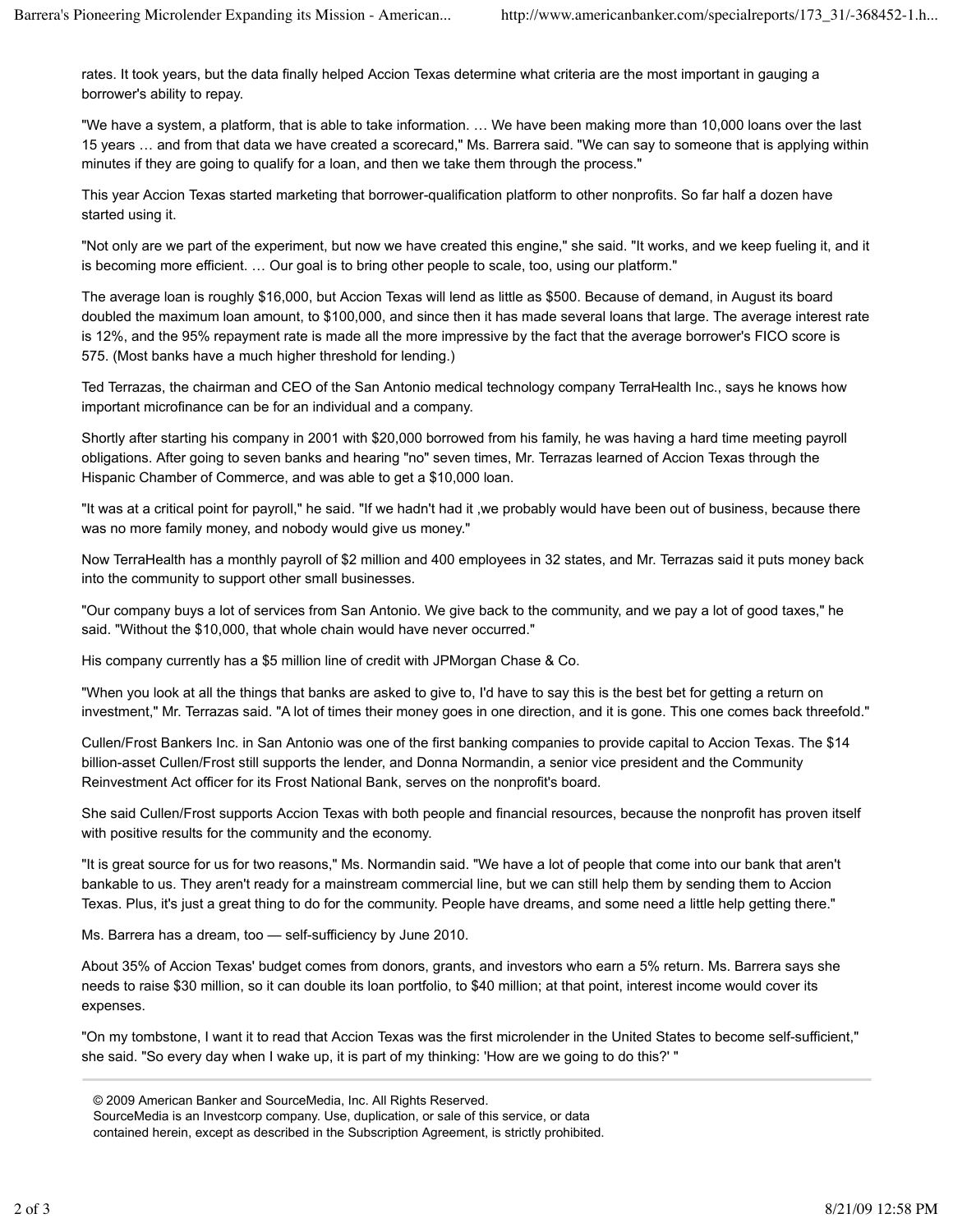rates. It took years, but the data finally helped Accion Texas determine what criteria are the most important in gauging a borrower's ability to repay.

"We have a system, a platform, that is able to take information. … We have been making more than 10,000 loans over the last 15 years … and from that data we have created a scorecard," Ms. Barrera said. "We can say to someone that is applying within minutes if they are going to qualify for a loan, and then we take them through the process."

This year Accion Texas started marketing that borrower-qualification platform to other nonprofits. So far half a dozen have started using it.

"Not only are we part of the experiment, but now we have created this engine," she said. "It works, and we keep fueling it, and it is becoming more efficient. … Our goal is to bring other people to scale, too, using our platform."

The average loan is roughly $16,000, but Accion Texas will lend as little as $500. Because of demand, in August its board doubled the maximum loan amount, to $100,000, and since then it has made several loans that large. The average interest rate is 12%, and the 95% repayment rate is made all the more impressive by the fact that the average borrower's FICO score is 575. (Most banks have a much higher threshold for lending.)

Ted Terrazas, the chairman and CEO of the San Antonio medical technology company TerraHealth Inc., says he knows how important microfinance can be for an individual and a company.

Shortly after starting his company in 2001 with $20,000 borrowed from his family, he was having a hard time meeting payroll obligations. After going to seven banks and hearing "no" seven times, Mr. Terrazas learned of Accion Texas through the Hispanic Chamber of Commerce, and was able to get a $10,000 loan.

"It was at a critical point for payroll," he said. "If we hadn't had it ,we probably would have been out of business, because there was no more family money, and nobody would give us money."

Now TerraHealth has a monthly payroll of $2 million and 400 employees in 32 states, and Mr. Terrazas said it puts money back into the community to support other small businesses.

"Our company buys a lot of services from San Antonio. We give back to the community, and we pay a lot of good taxes," he said. "Without the $10,000, that whole chain would have never occurred."

His company currently has a $5 million line of credit with JPMorgan Chase & Co.

"When you look at all the things that banks are asked to give to, I'd have to say this is the best bet for getting a return on investment," Mr. Terrazas said. "A lot of times their money goes in one direction, and it is gone. This one comes back threefold."

Cullen/Frost Bankers Inc. in San Antonio was one of the first banking companies to provide capital to Accion Texas. The $14 billion-asset Cullen/Frost still supports the lender, and Donna Normandin, a senior vice president and the Community Reinvestment Act officer for its Frost National Bank, serves on the nonprofit's board.

She said Cullen/Frost supports Accion Texas with both people and financial resources, because the nonprofit has proven itself with positive results for the community and the economy.

"It is great source for us for two reasons," Ms. Normandin said. "We have a lot of people that come into our bank that aren't bankable to us. They aren't ready for a mainstream commercial line, but we can still help them by sending them to Accion Texas. Plus, it's just a great thing to do for the community. People have dreams, and some need a little help getting there."

Ms. Barrera has a dream, too — self-sufficiency by June 2010.

About 35% of Accion Texas' budget comes from donors, grants, and investors who earn a 5% return. Ms. Barrera says she needs to raise $30 million, so it can double its loan portfolio, to $40 million; at that point, interest income would cover its expenses.

"On my tombstone, I want it to read that Accion Texas was the first microlender in the United States to become self-sufficient," she said. "So every day when I wake up, it is part of my thinking: 'How are we going to do this?' "

---

© 2009 American Banker and SourceMedia, Inc. All Rights Reserved.
SourceMedia is an Investcorp company. Use, duplication, or sale of this service, or data contained herein, except as described in the Subscription Agreement, is strictly prohibited.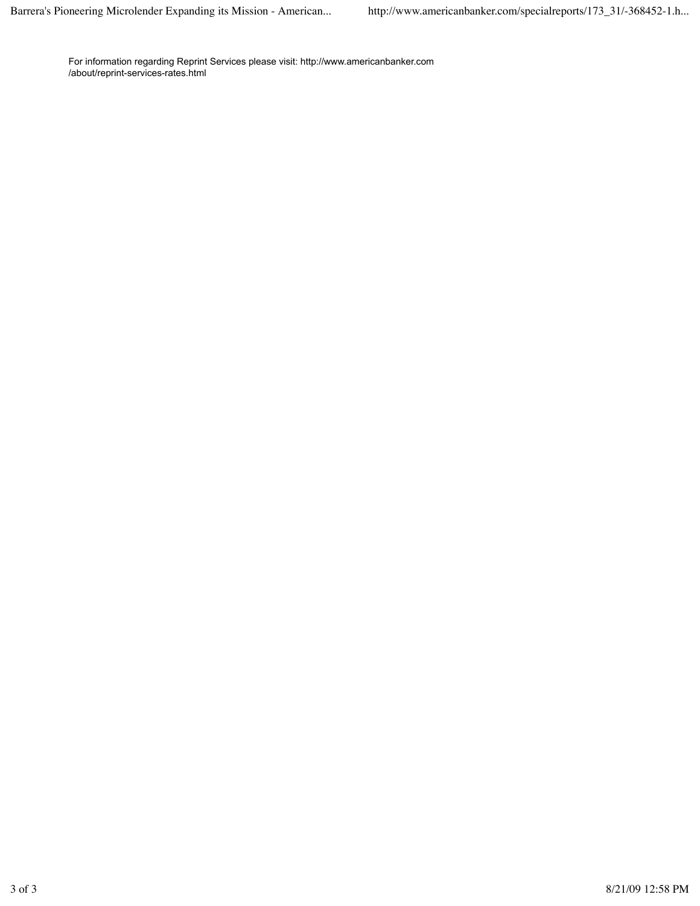For information regarding Reprint Services please visit: http://www.americanbanker.com/about/reprint-services-rates.html